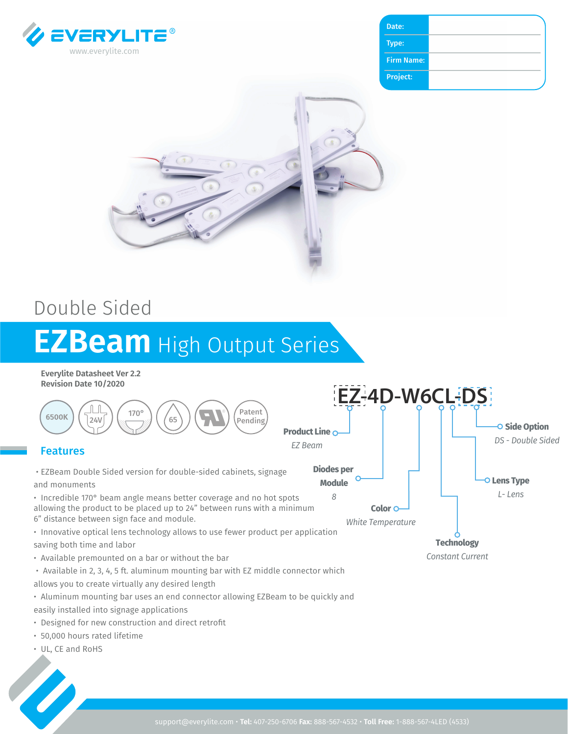EVERYLITE®
www.everylite.com

| Date: | |
|---|---|
| Type: | |
| Firm Name: | |
| Project: | |

Double Sided

# EZBeam High Output Series

**Everylite Datasheet Ver 2.2**
**Revision Date 10/2020**

6500K | 24V | 170° | 65 | UL | Patent Pending

**EZ-4D-W6CL-DS**

- **Product Line** — *EZ Beam*
- **Diodes per Module** — *8*
- **Color** — *White Temperature*
- **Technology** — *Constant Current*
- **Lens Type** — *L- Lens*
- **Side Option** — *DS - Double Sided*

## Features

- EZBeam Double Sided version for double-sided cabinets, signage and monuments
- Incredible 170° beam angle means better coverage and no hot spots allowing the product to be placed up to 24" between runs with a minimum 6" distance between sign face and module.
- Innovative optical lens technology allows to use fewer product per application saving both time and labor
- Available premounted on a bar or without the bar
- Available in 2, 3, 4, 5 ft. aluminum mounting bar with EZ middle connector which allows you to create virtually any desired length
- Aluminum mounting bar uses an end connector allowing EZBeam to be quickly and easily installed into signage applications
- Designed for new construction and direct retrofit
- 50,000 hours rated lifetime
- UL, CE and RoHS

support@everylite.com • **Tel:** 407-250-6706 **Fax:** 888-567-4532 • **Toll Free:** 1-888-567-4LED (4533)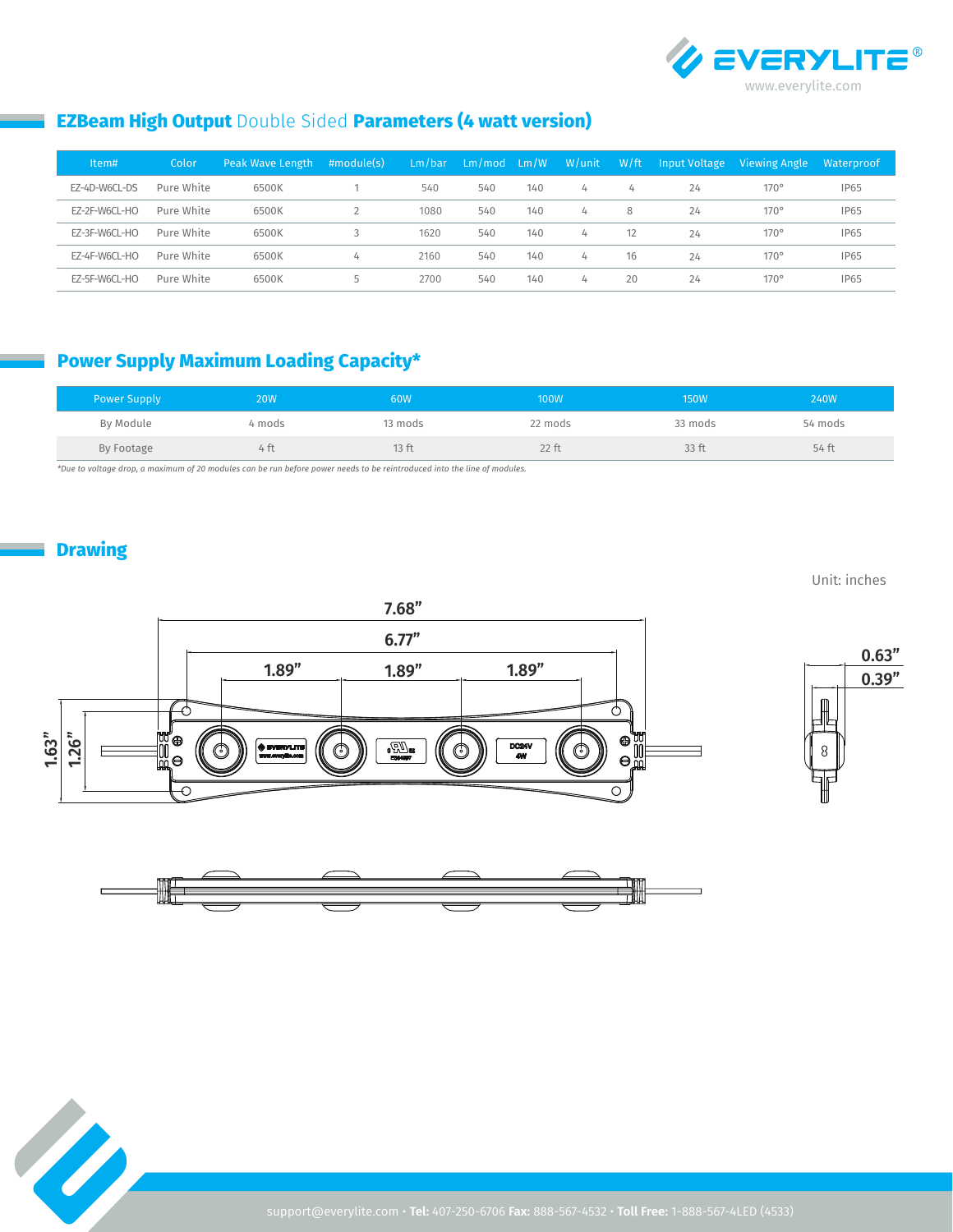## EZBeam High Output Double Sided Parameters (4 watt version)

| Item# | Color | Peak Wave Length | #module(s) | Lm/bar | Lm/mod | Lm/W | W/unit | W/ft | Input Voltage | Viewing Angle | Waterproof |
|---|---|---|---|---|---|---|---|---|---|---|---|
| EZ-4D-W6CL-DS | Pure White | 6500K | 1 | 540 | 540 | 140 | 4 | 4 | 24 | 170° | IP65 |
| EZ-2F-W6CL-HO | Pure White | 6500K | 2 | 1080 | 540 | 140 | 4 | 8 | 24 | 170° | IP65 |
| EZ-3F-W6CL-HO | Pure White | 6500K | 3 | 1620 | 540 | 140 | 4 | 12 | 24 | 170° | IP65 |
| EZ-4F-W6CL-HO | Pure White | 6500K | 4 | 2160 | 540 | 140 | 4 | 16 | 24 | 170° | IP65 |
| EZ-5F-W6CL-HO | Pure White | 6500K | 5 | 2700 | 540 | 140 | 4 | 20 | 24 | 170° | IP65 |

## Power Supply Maximum Loading Capacity*

| Power Supply | 20W | 60W | 100W | 150W | 240W |
|---|---|---|---|---|---|
| By Module | 4 mods | 13 mods | 22 mods | 33 mods | 54 mods |
| By Footage | 4 ft | 13 ft | 22 ft | 33 ft | 54 ft |

*\*Due to voltage drop, a maximum of 20 modules can be run before power needs to be reintroduced into the line of modules.*

## Drawing

Unit: inches

7.68”
6.77”
1.89”
1.89”
1.89”
1.63”
1.26”
0.63”
0.39”
DC24V 4W

support@everylite.com • **Tel:** 407-250-6706 **Fax:** 888-567-4532 • **Toll Free:** 1-888-567-4LED (4533)